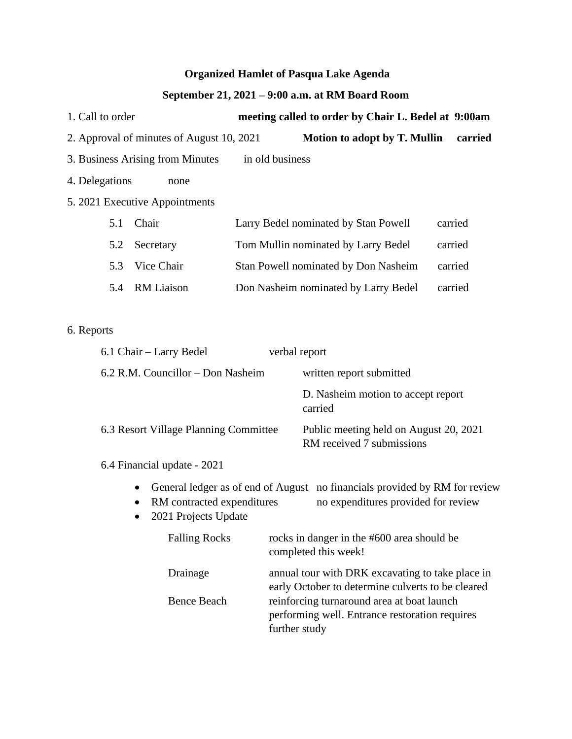**Organized Hamlet of Pasqua Lake Agenda**

**September 21, 2021 – 9:00 a.m. at RM Board Room**

1. Call to order **meeting called to order by Chair L. Bedel at 9:00am**

2. Approval of minutes of August 10, 2021 **Motion to adopt by T. Mullin carried**

3. Business Arising from Minutes in old business

4. Delegations none

5. 2021 Executive Appointments

| | | | |
|---|---|---|---|
| 5.1 | Chair | Larry Bedel nominated by Stan Powell | carried |
| 5.2 | Secretary | Tom Mullin nominated by Larry Bedel | carried |
| 5.3 | Vice Chair | Stan Powell nominated by Don Nasheim | carried |
| 5.4 | RM Liaison | Don Nasheim nominated by Larry Bedel | carried |

6. Reports

6.1 Chair – Larry Bedel verbal report

6.2 R.M. Councillor – Don Nasheim written report submitted

D. Nasheim motion to accept report carried

6.3 Resort Village Planning Committee Public meeting held on August 20, 2021 RM received 7 submissions

6.4 Financial update - 2021

- General ledger as of end of August no financials provided by RM for review
- RM contracted expenditures no expenditures provided for review
- 2021 Projects Update

| | |
|---|---|
| Falling Rocks | rocks in danger in the #600 area should be completed this week! |
| Drainage | annual tour with DRK excavating to take place in early October to determine culverts to be cleared |
| Bence Beach | reinforcing turnaround area at boat launch performing well. Entrance restoration requires further study |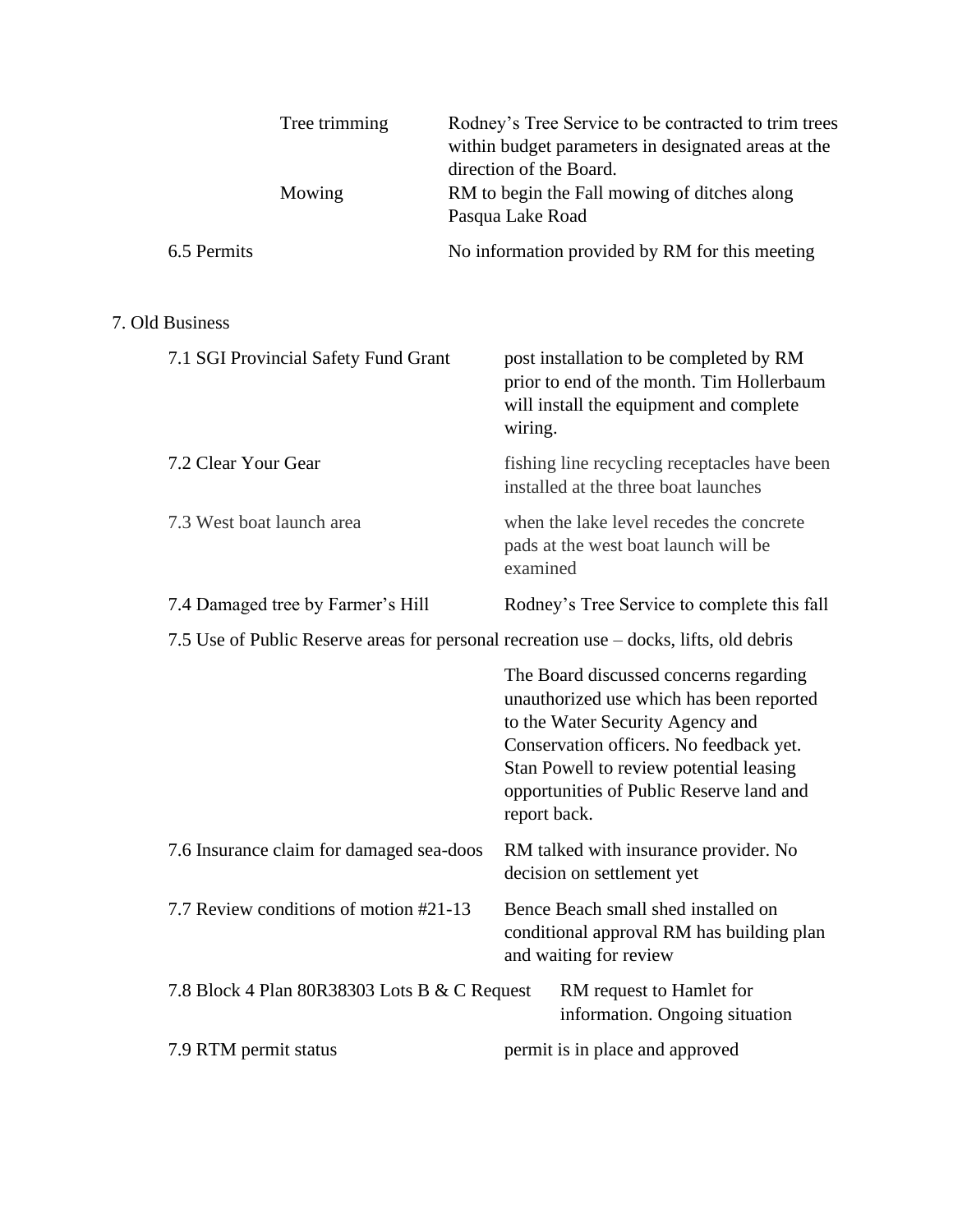Tree trimming — Rodney's Tree Service to be contracted to trim trees within budget parameters in designated areas at the direction of the Board.

Mowing — RM to begin the Fall mowing of ditches along Pasqua Lake Road

6.5 Permits — No information provided by RM for this meeting

## 7. Old Business

7.1 SGI Provincial Safety Fund Grant — post installation to be completed by RM prior to end of the month. Tim Hollerbaum will install the equipment and complete wiring.

7.2 Clear Your Gear — fishing line recycling receptacles have been installed at the three boat launches

7.3 West boat launch area — when the lake level recedes the concrete pads at the west boat launch will be examined

7.4 Damaged tree by Farmer's Hill — Rodney's Tree Service to complete this fall

7.5 Use of Public Reserve areas for personal recreation use – docks, lifts, old debris

The Board discussed concerns regarding unauthorized use which has been reported to the Water Security Agency and Conservation officers. No feedback yet. Stan Powell to review potential leasing opportunities of Public Reserve land and report back.

7.6 Insurance claim for damaged sea-doos — RM talked with insurance provider. No decision on settlement yet

7.7 Review conditions of motion #21-13 — Bence Beach small shed installed on conditional approval RM has building plan and waiting for review

7.8 Block 4 Plan 80R38303 Lots B & C Request — RM request to Hamlet for information. Ongoing situation

7.9 RTM permit status — permit is in place and approved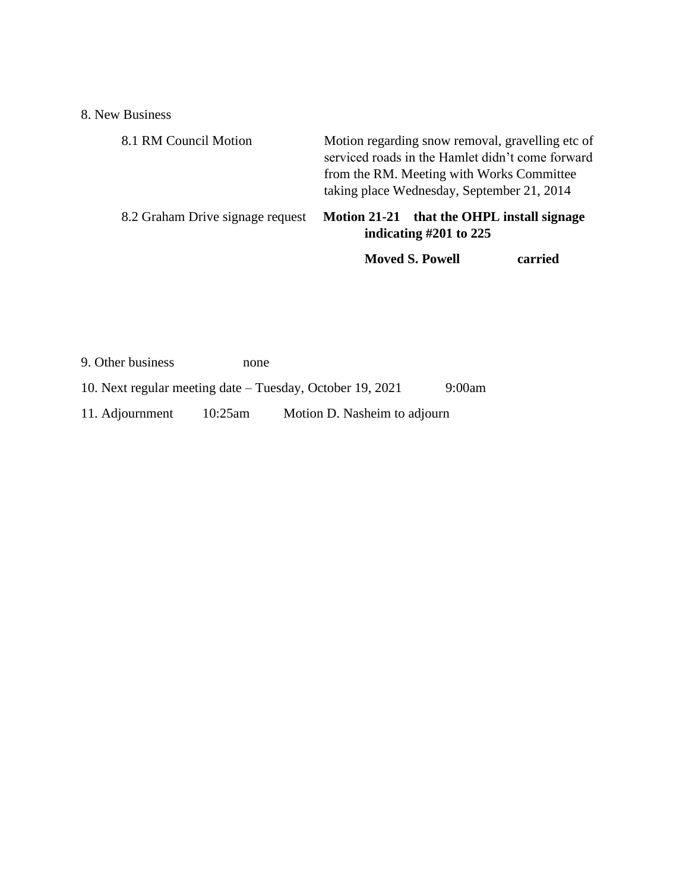8. New Business

8.1 RM Council Motion — Motion regarding snow removal, gravelling etc of serviced roads in the Hamlet didn't come forward from the RM. Meeting with Works Committee taking place Wednesday, September 21, 2014

8.2 Graham Drive signage request — **Motion 21-21 that the OHPL install signage indicating #201 to 225**

**Moved S. Powell carried**

9. Other business none

10. Next regular meeting date – Tuesday, October 19, 2021 9:00am

11. Adjournment 10:25am Motion D. Nasheim to adjourn